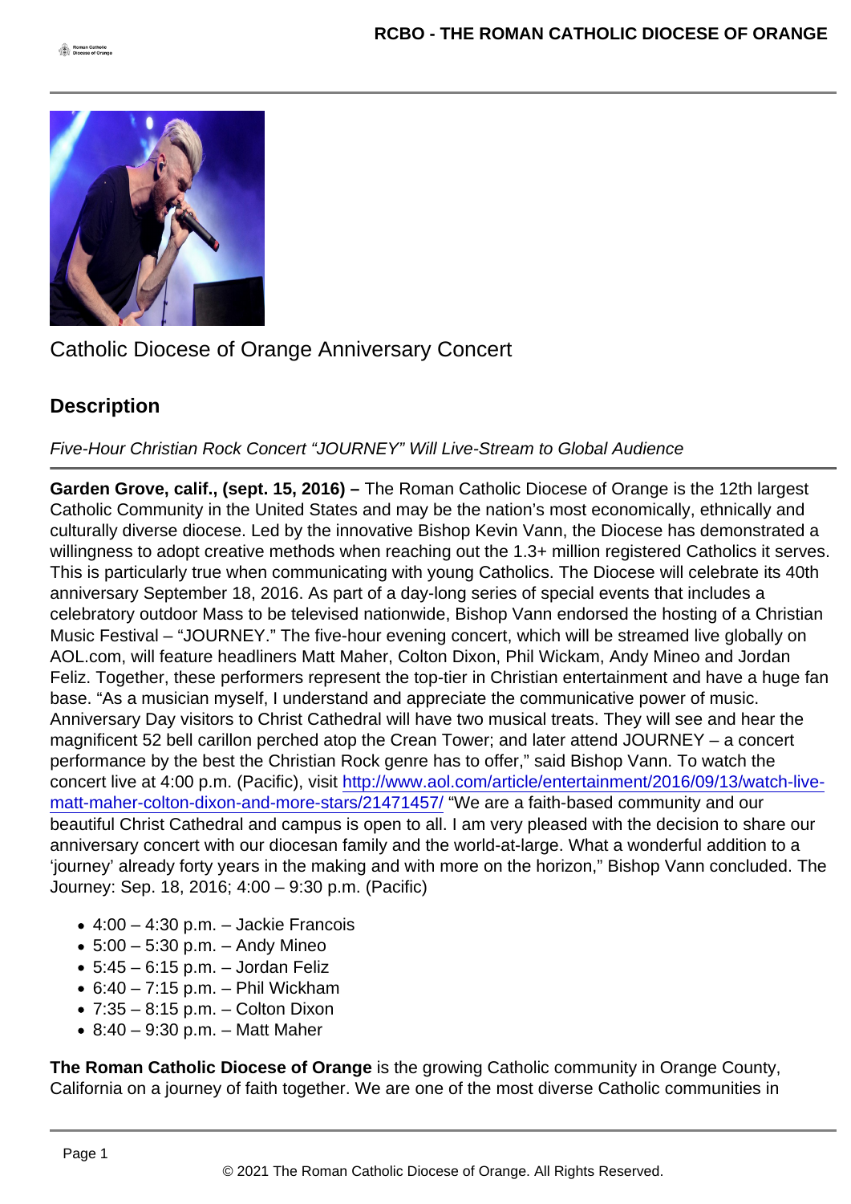Catholic Diocese of Orange Anniversary Concert

## Description

*Five-Hour Christian Rock Concert "JOURNEY" Will Live-Stream to Global Audience*

**Garden Grove, calif., (sept. 15, 2016) –** The Roman Catholic Diocese of Orange is the 12th largest Catholic Community in the United States and may be the nation's most economically, ethnically and culturally diverse diocese. Led by the innovative Bishop Kevin Vann, the Diocese has demonstrated a willingness to adopt creative methods when reaching out the 1.3+ million registered Catholics it serves. This is particularly true when communicating with young Catholics. The Diocese will celebrate its 40th anniversary September 18, 2016. As part of a day-long series of special events that includes a celebratory outdoor Mass to be televised nationwide, Bishop Vann endorsed the hosting of a Christian Music Festival – "JOURNEY." The five-hour evening concert, which will be streamed live globally on AOL.com, will feature headliners Matt Maher, Colton Dixon, Phil Wickam, Andy Mineo and Jordan Feliz. Together, these performers represent the top-tier in Christian entertainment and have a huge fan base. "As a musician myself, I understand and appreciate the communicative power of music. Anniversary Day visitors to Christ Cathedral will have two musical treats. They will see and hear the magnificent 52 bell carillon perched atop the Crean Tower; and later attend JOURNEY – a concert performance by the best the Christian Rock genre has to offer," said Bishop Vann. To watch the concert live at 4:00 p.m. (Pacific), visit [http://www.aol.com/article/entertainment/2016/09/13/watch-live-matt-maher-colton-dixon-and-more-stars/21471457/](http://www.aol.com/article/entertainment/2016/09/13/watch-live-matt-maher-colton-dixon-and-more-stars/21471457/) "We are a faith-based community and our beautiful Christ Cathedral and campus is open to all. I am very pleased with the decision to share our anniversary concert with our diocesan family and the world-at-large. What a wonderful addition to a 'journey' already forty years in the making and with more on the horizon," Bishop Vann concluded. The Journey: Sep. 18, 2016; 4:00 – 9:30 p.m. (Pacific)

- 4:00 – 4:30 p.m. – Jackie Francois
- 5:00 – 5:30 p.m. – Andy Mineo
- 5:45 – 6:15 p.m. – Jordan Feliz
- 6:40 – 7:15 p.m. – Phil Wickham
- 7:35 – 8:15 p.m. – Colton Dixon
- 8:40 – 9:30 p.m. – Matt Maher

**The Roman Catholic Diocese of Orange** is the growing Catholic community in Orange County, California on a journey of faith together. We are one of the most diverse Catholic communities in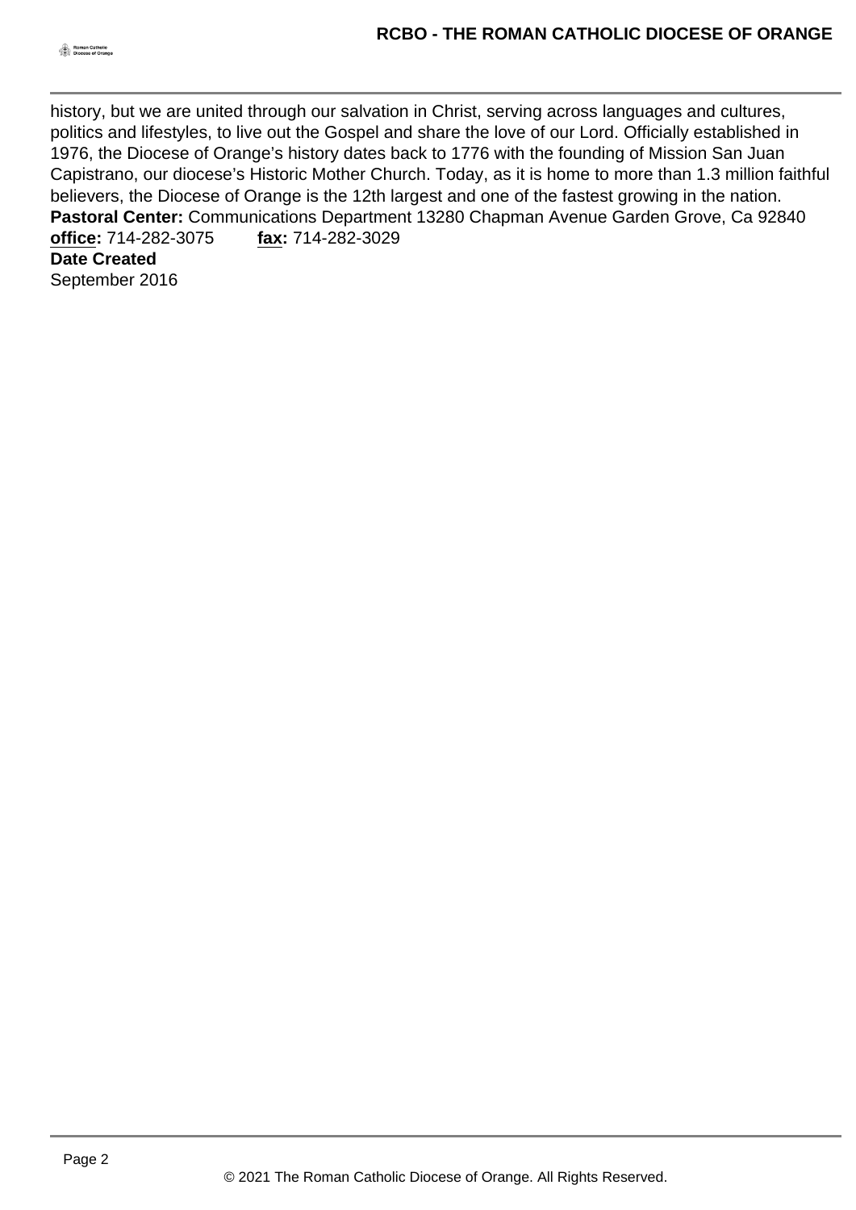history, but we are united through our salvation in Christ, serving across languages and cultures, politics and lifestyles, to live out the Gospel and share the love of our Lord. Officially established in 1976, the Diocese of Orange's history dates back to 1776 with the founding of Mission San Juan Capistrano, our diocese's Historic Mother Church. Today, as it is home to more than 1.3 million faithful believers, the Diocese of Orange is the 12th largest and one of the fastest growing in the nation.

**Pastoral Center:** Communications Department 13280 Chapman Avenue Garden Grove, Ca 92840

**office:** 714-282-3075  **fax:** 714-282-3029

**Date Created**

September 2016